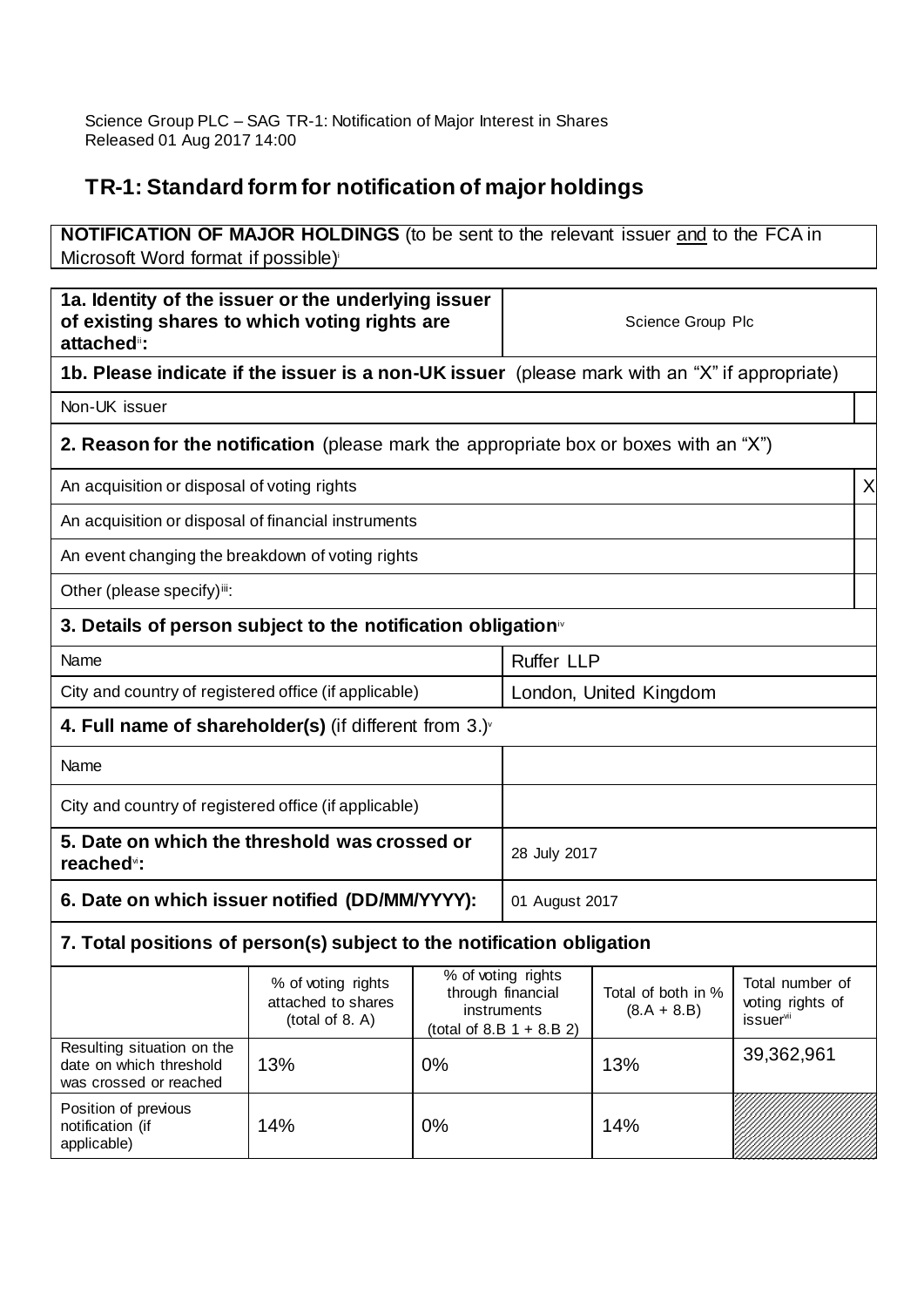Science Group PLC – SAG TR-1: Notification of Major Interest in Shares
Released 01 Aug 2017 14:00

## TR-1: Standard form for notification of major holdings

**NOTIFICATION OF MAJOR HOLDINGS** (to be sent to the relevant issuer and to the FCA in Microsoft Word format if possible)[i]

| **1a. Identity of the issuer or the underlying issuer of existing shares to which voting rights are attached**[ii]**:** | Science Group Plc |
|---|---|

**1b. Please indicate if the issuer is a non-UK issuer** (please mark with an "X" if appropriate)

| | |
|---|---|
| Non-UK issuer | |

**2. Reason for the notification** (please mark the appropriate box or boxes with an "X")

| | |
|---|---|
| An acquisition or disposal of voting rights | X |
| An acquisition or disposal of financial instruments | |
| An event changing the breakdown of voting rights | |
| Other (please specify)[iii]: | |

**3. Details of person subject to the notification obligation**[iv]

| | |
|---|---|
| Name | Ruffer LLP |
| City and country of registered office (if applicable) | London, United Kingdom |

**4. Full name of shareholder(s)** (if different from 3.)[v]

| | |
|---|---|
| Name | |
| City and country of registered office (if applicable) | |

| | |
|---|---|
| **5. Date on which the threshold was crossed or reached**[vi]**:** | 28 July 2017 |
| **6. Date on which issuer notified (DD/MM/YYYY):** | 01 August 2017 |

**7. Total positions of person(s) subject to the notification obligation**

| | % of voting rights attached to shares (total of 8. A) | % of voting rights through financial instruments (total of 8.B 1 + 8.B 2) | Total of both in % (8.A + 8.B) | Total number of voting rights of issuer[vii] |
|---|---|---|---|---|
| Resulting situation on the date on which threshold was crossed or reached | 13% | 0% | 13% | 39,362,961 |
| Position of previous notification (if applicable) | 14% | 0% | 14% | |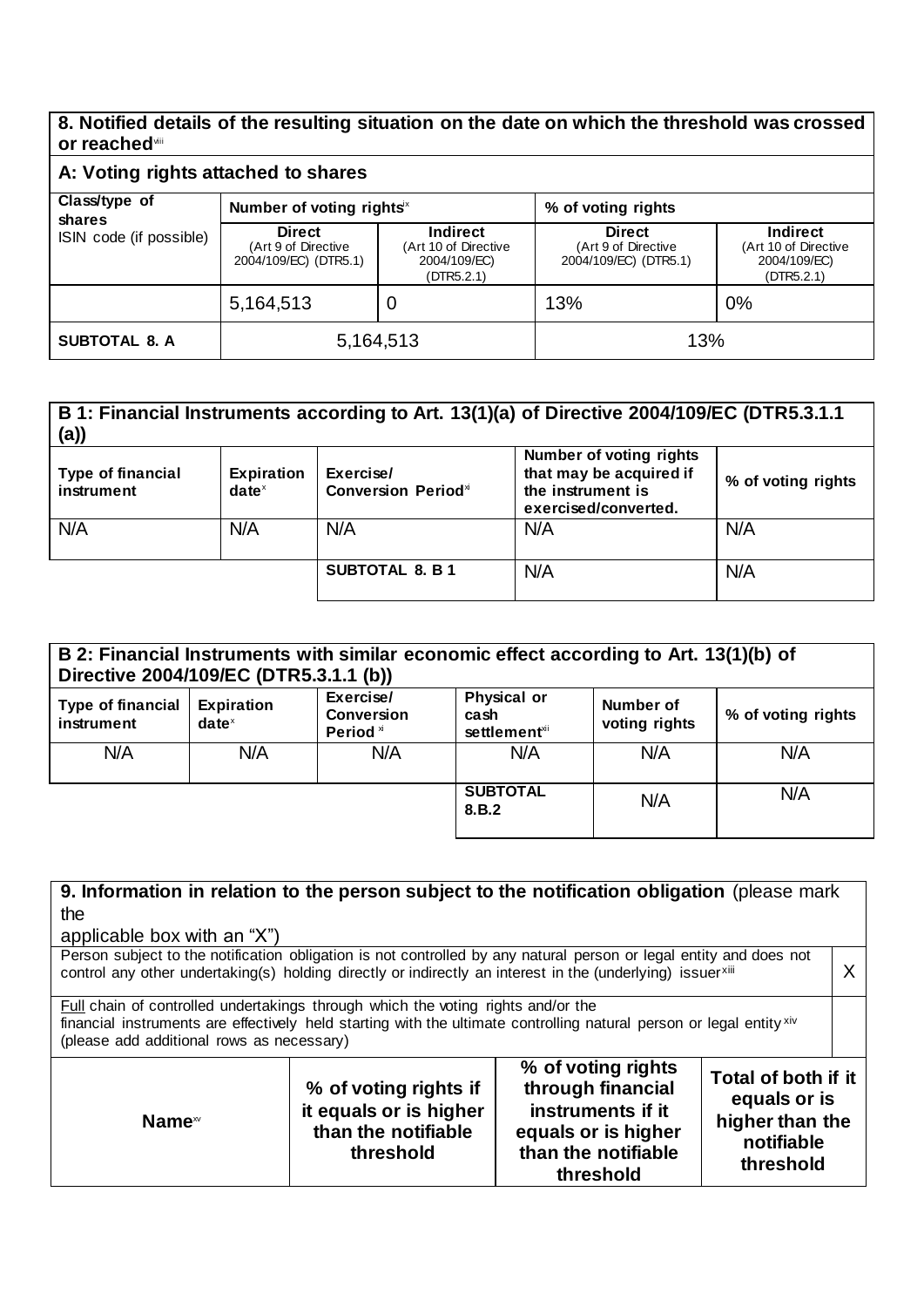## 8. Notified details of the resulting situation on the date on which the threshold was crossed or reached[viii]

### A: Voting rights attached to shares

| Class/type of shares ISIN code (if possible) | Number of voting rights[ix] | | % of voting rights | |
|---|---|---|---|---|
| | **Direct** (Art 9 of Directive 2004/109/EC) (DTR5.1) | **Indirect** (Art 10 of Directive 2004/109/EC) (DTR5.2.1) | **Direct** (Art 9 of Directive 2004/109/EC) (DTR5.1) | **Indirect** (Art 10 of Directive 2004/109/EC) (DTR5.2.1) |
| | 5,164,513 | 0 | 13% | 0% |
| **SUBTOTAL 8. A** | 5,164,513 | | 13% | |

### B 1: Financial Instruments according to Art. 13(1)(a) of Directive 2004/109/EC (DTR5.3.1.1 (a))

| Type of financial instrument | Expiration date[x] | Exercise/ Conversion Period[xi] | Number of voting rights that may be acquired if the instrument is exercised/converted. | % of voting rights |
|---|---|---|---|---|
| N/A | N/A | N/A | N/A | N/A |
| | | **SUBTOTAL 8. B 1** | N/A | N/A |

### B 2: Financial Instruments with similar economic effect according to Art. 13(1)(b) of Directive 2004/109/EC (DTR5.3.1.1 (b))

| Type of financial instrument | Expiration date[x] | Exercise/ Conversion Period[xi] | Physical or cash settlement[xii] | Number of voting rights | % of voting rights |
|---|---|---|---|---|---|
| N/A | N/A | N/A | N/A | N/A | N/A |
| | | | **SUBTOTAL 8.B.2** | N/A | N/A |

## 9. Information in relation to the person subject to the notification obligation (please mark the applicable box with an "X")

| | |
|---|---|
| Person subject to the notification obligation is not controlled by any natural person or legal entity and does not control any other undertaking(s) holding directly or indirectly an interest in the (underlying) issuer[xiii] | X |
| Full chain of controlled undertakings through which the voting rights and/or the financial instruments are effectively held starting with the ultimate controlling natural person or legal entity[xiv] (please add additional rows as necessary) | |

| Name[xv] | % of voting rights if it equals or is higher than the notifiable threshold | % of voting rights through financial instruments if it equals or is higher than the notifiable threshold | Total of both if it equals or is higher than the notifiable threshold |
|---|---|---|---|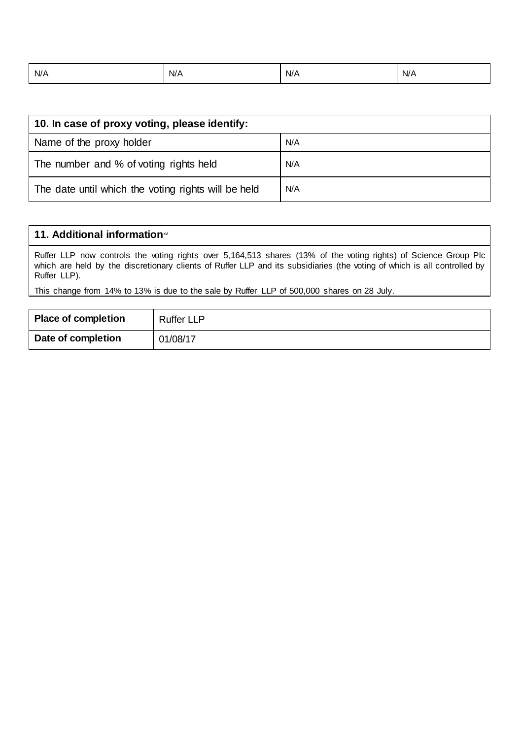| | | | |
|---|---|---|---|
| N/A | N/A | N/A | N/A |

| 10. In case of proxy voting, please identify: | |
|---|---|
| Name of the proxy holder | N/A |
| The number and % of voting rights held | N/A |
| The date until which the voting rights will be held | N/A |

| 11. Additional information[xvi] |
|---|
| Ruffer LLP now controls the voting rights over 5,164,513 shares (13% of the voting rights) of Science Group Plc which are held by the discretionary clients of Ruffer LLP and its subsidiaries (the voting of which is all controlled by Ruffer LLP).<br><br>This change from 14% to 13% is due to the sale by Ruffer LLP of 500,000 shares on 28 July. |

| | |
|---|---|
| **Place of completion** | Ruffer LLP |
| **Date of completion** | 01/08/17 |